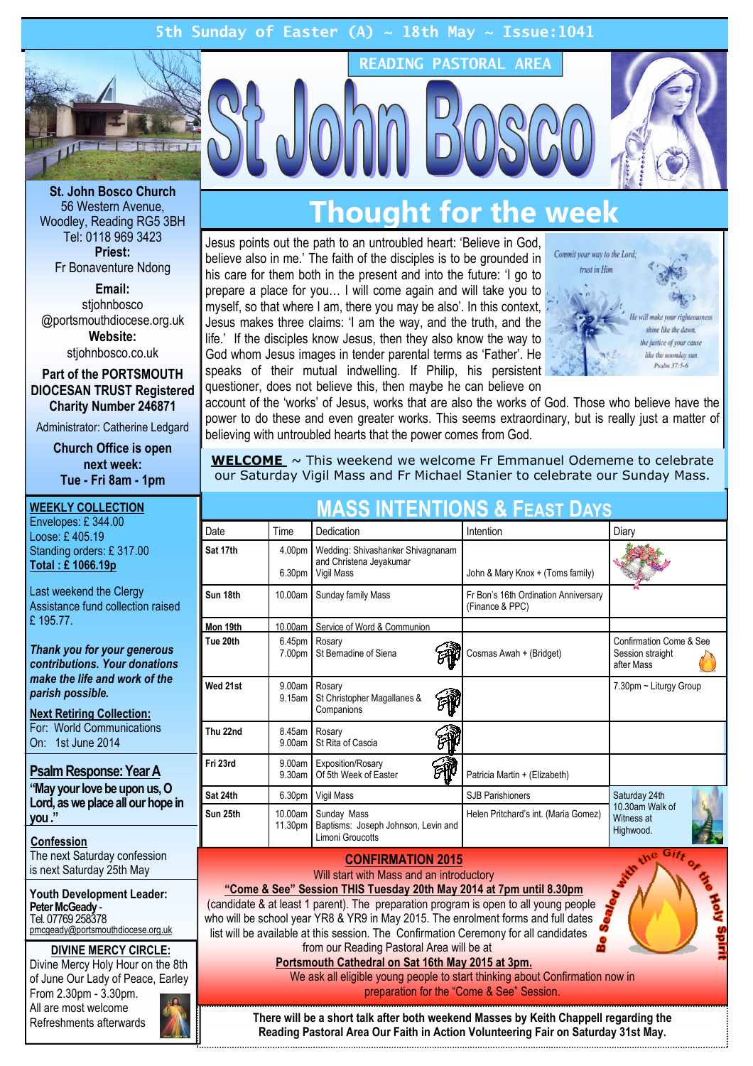5th Sunday of Easter (A) ~ 18th May ~ Issue:1041

READING PASTORAL AREA

# St John Bosco

**St. John Bosco Church**
56 Western Avenue,
Woodley, Reading RG5 3BH
Tel: 0118 969 3423

**Priest:**
Fr Bonaventure Ndong

**Email:**
stjohnbosco
@portsmouthdiocese.org.uk

**Website:**
stjohnbosco.co.uk

**Part of the PORTSMOUTH DIOCESAN TRUST Registered Charity Number 246871**

Administrator: Catherine Ledgard

**Church Office is open next week:**
**Tue - Fri 8am - 1pm**

## WEEKLY COLLECTION

Envelopes: £ 344.00
Loose: £ 405.19
Standing orders: £ 317.00
**Total : £ 1066.19p**

Last weekend the Clergy Assistance fund collection raised £ 195.77.

***Thank you for your generous contributions. Your donations make the life and work of the parish possible.***

**Next Retiring Collection:**
For: World Communications
On: 1st June 2014

## Psalm Response: Year A

**"May your love be upon us, O Lord, as we place all our hope in you."**

## Confession

The next Saturday confession is next Saturday 25th May

**Youth Development Leader:**
**Peter McGeady** -
Tel. 07769 258378
pmcgeady@portsmouthdiocese.org.uk

## DIVINE MERCY CIRCLE:

Divine Mercy Holy Hour on the 8th of June Our Lady of Peace, Earley
From 2.30pm - 3.30pm.
All are most welcome
Refreshments afterwards

# Thought for the week

Jesus points out the path to an untroubled heart: 'Believe in God, believe also in me.' The faith of the disciples is to be grounded in his care for them both in the present and into the future: 'I go to prepare a place for you… I will come again and will take you to myself, so that where I am, there you may be also'. In this context, Jesus makes three claims: 'I am the way, and the truth, and the life.' If the disciples know Jesus, then they also know the way to God whom Jesus images in tender parental terms as 'Father'. He speaks of their mutual indwelling. If Philip, his persistent questioner, does not believe this, then maybe he can believe on account of the 'works' of Jesus, works that are also the works of God. Those who believe have the power to do these and even greater works. This seems extraordinary, but is really just a matter of believing with untroubled hearts that the power comes from God.

Commit your way to the Lord; trust in Him. He will make your righteousness shine like the dawn, the justice of your cause like the noonday sun. Psalm 37:5-6

**WELCOME** ~ This weekend we welcome Fr Emmanuel Odememe to celebrate our Saturday Vigil Mass and Fr Michael Stanier to celebrate our Sunday Mass.

## MASS INTENTIONS & FEAST DAYS

| Date | Time | Dedication | Intention | Diary |
|---|---|---|---|---|
| Sat 17th | 4.00pm<br>6.30pm | Wedding: Shivashanker Shivagnanam and Christena Jeyakumar<br>Vigil Mass | John & Mary Knox + (Toms family) | |
| Sun 18th | 10.00am | Sunday family Mass | Fr Bon's 16th Ordination Anniversary (Finance & PPC) | |
| Mon 19th | 10.00am | Service of Word & Communion | | |
| Tue 20th | 6.45pm<br>7.00pm | Rosary<br>St Bernadine of Siena | Cosmas Awah + (Bridget) | Confirmation Come & See Session straight after Mass |
| Wed 21st | 9.00am<br>9.15am | Rosary<br>St Christopher Magallanes & Companions | | 7.30pm ~ Liturgy Group |
| Thu 22nd | 8.45am<br>9.00am | Rosary<br>St Rita of Cascia | | |
| Fri 23rd | 9.00am<br>9.30am | Exposition/Rosary<br>Of 5th Week of Easter | Patricia Martin + (Elizabeth) | |
| Sat 24th | 6.30pm | Vigil Mass | SJB Parishioners | Saturday 24th 10.30am Walk of Witness at Highwood. |
| Sun 25th | 10.00am<br>11.30pm | Sunday Mass<br>Baptisms: Joseph Johnson, Levin and Limoni Groucotts | Helen Pritchard's int. (Maria Gomez) | |

## CONFIRMATION 2015

Will start with Mass and an introductory
**"Come & See" Session THIS Tuesday 20th May 2014 at 7pm until 8.30pm**
(candidate & at least 1 parent). The preparation program is open to all young people who will be school year YR8 & YR9 in May 2015. The enrolment forms and full dates list will be available at this session. The Confirmation Ceremony for all candidates from our Reading Pastoral Area will be at
**Portsmouth Cathedral on Sat 16th May 2015 at 3pm.**
We ask all eligible young people to start thinking about Confirmation now in preparation for the "Come & See" Session.

Be Sealed with the Gift of the Holy Spirit

**There will be a short talk after both weekend Masses by Keith Chappell regarding the Reading Pastoral Area Our Faith in Action Volunteering Fair on Saturday 31st May.**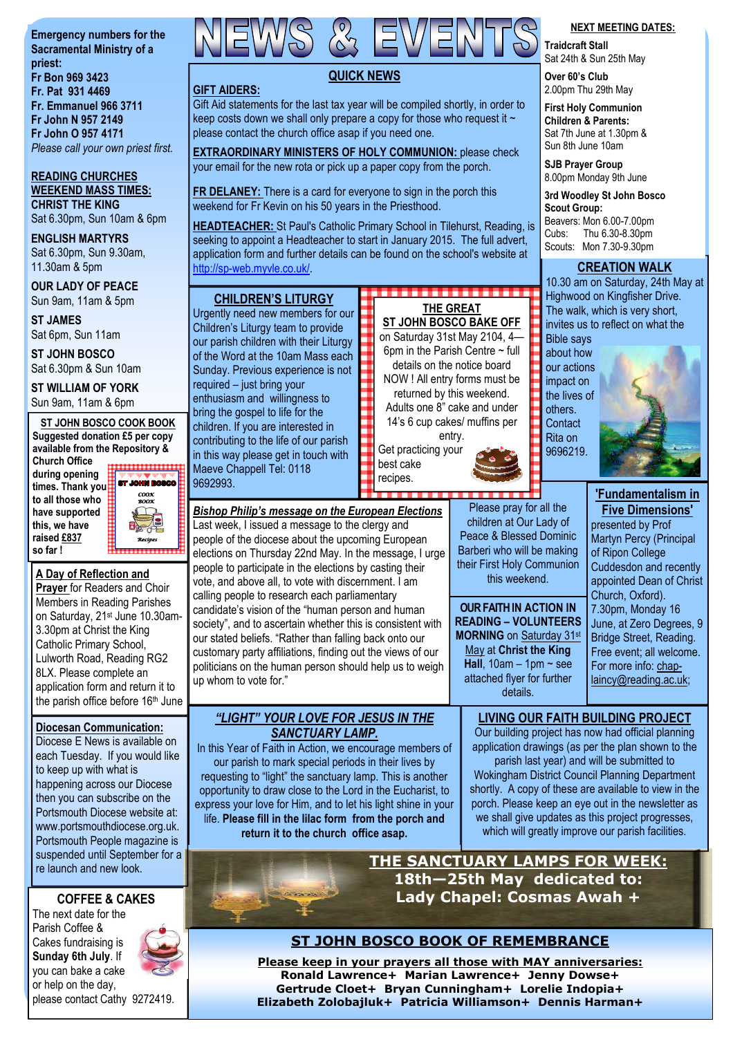**Emergency numbers for the Sacramental Ministry of a priest:**
**Fr Bon 969 3423**
**Fr. Pat 931 4469**
**Fr. Emmanuel 966 3711**
**Fr John N 957 2149**
**Fr John O 957 4171**
*Please call your own priest first.*

**READING CHURCHES WEEKEND MASS TIMES:**

**CHRIST THE KING**
Sat 6.30pm, Sun 10am & 6pm

**ENGLISH MARTYRS**
Sat 6.30pm, Sun 9.30am, 11.30am & 5pm

**OUR LADY OF PEACE**
Sun 9am, 11am & 5pm

**ST JAMES**
Sat 6pm, Sun 11am

**ST JOHN BOSCO**
Sat 6.30pm & Sun 10am

**ST WILLIAM OF YORK**
Sun 9am, 11am & 6pm

**ST JOHN BOSCO COOK BOOK**
**Suggested donation £5 per copy available from the Repository & Church Office during opening times. Thank you to all those who have supported this, we have raised £837 so far !**

**A Day of Reflection and Prayer** for Readers and Choir Members in Reading Parishes on Saturday, 21st June 10.30am-3.30pm at Christ the King Catholic Primary School, Lulworth Road, Reading RG2 8LX. Please complete an application form and return it to the parish office before 16th June

**Diocesan Communication:**
Diocese E News is available on each Tuesday. If you would like to keep up with what is happening across our Diocese then you can subscribe on the Portsmouth Diocese website at: www.portsmouthdiocese.org.uk. Portsmouth People magazine is suspended until September for a re launch and new look.

**COFFEE & CAKES**
The next date for the Parish Coffee & Cakes fundraising is **Sunday 6th July**. If you can bake a cake or help on the day, please contact Cathy 9272419.

# NEWS & EVENTS

## QUICK NEWS

**GIFT AIDERS:**
Gift Aid statements for the last tax year will be compiled shortly, in order to keep costs down we shall only prepare a copy for those who request it ~ please contact the church office asap if you need one.

**EXTRAORDINARY MINISTERS OF HOLY COMMUNION:** please check your email for the new rota or pick up a paper copy from the porch.

**FR DELANEY:** There is a card for everyone to sign in the porch this weekend for Fr Kevin on his 50 years in the Priesthood.

**HEADTEACHER:** St Paul's Catholic Primary School in Tilehurst, Reading, is seeking to appoint a Headteacher to start in January 2015. The full advert, application form and further details can be found on the school's website at http://sp-web.myvle.co.uk/.

**CHILDREN'S LITURGY**
Urgently need new members for our Children's Liturgy team to provide our parish children with their Liturgy of the Word at the 10am Mass each Sunday. Previous experience is not required – just bring your enthusiasm and willingness to bring the gospel to life for the children. If you are interested in contributing to the life of our parish in this way please get in touch with Maeve Chappell Tel: 0118 9692993.

**THE GREAT ST JOHN BOSCO BAKE OFF**
on Saturday 31st May 2104, 4—6pm in the Parish Centre ~ full details on the notice board NOW ! All entry forms must be returned by this weekend. Adults one 8" cake and under 14's 6 cup cakes/ muffins per entry.
Get practicing your best cake recipes.

***Bishop Philip's message on the European Elections***
Last week, I issued a message to the clergy and people of the diocese about the upcoming European elections on Thursday 22nd May. In the message, I urge people to participate in the elections by casting their vote, and above all, to vote with discernment. I am calling people to research each parliamentary candidate's vision of the "human person and human society", and to ascertain whether this is consistent with our stated beliefs. "Rather than falling back onto our customary party affiliations, finding out the views of our politicians on the human person should help us to weigh up whom to vote for."

Please pray for all the children at Our Lady of Peace & Blessed Dominic Barberi who will be making their First Holy Communion this weekend.

**OUR FAITH IN ACTION IN READING – VOLUNTEERS MORNING** on Saturday 31st May at **Christ the King Hall**, 10am – 1pm ~ see attached flyer for further details.

**NEXT MEETING DATES:**

**Traidcraft Stall**
Sat 24th & Sun 25th May

**Over 60's Club**
2.00pm Thu 29th May

**First Holy Communion Children & Parents:**
Sat 7th June at 1.30pm & Sun 8th June 10am

**SJB Prayer Group**
8.00pm Monday 9th June

**3rd Woodley St John Bosco Scout Group:**
Beavers: Mon 6.00-7.00pm
Cubs: Thu 6.30-8.30pm
Scouts: Mon 7.30-9.30pm

**CREATION WALK**
10.30 am on Saturday, 24th May at Highwood on Kingfisher Drive. The walk, which is very short, invites us to reflect on what the Bible says about how our actions impact on the lives of others. Contact Rita on 9696219.

**'Fundamentalism in Five Dimensions'**
presented by Prof Martyn Percy (Principal of Ripon College Cuddesdon and recently appointed Dean of Christ Church, Oxford). 7.30pm, Monday 16 June, at Zero Degrees, 9 Bridge Street, Reading. Free event; all welcome. For more info: chap-laincy@reading.ac.uk;

***"LIGHT" YOUR LOVE FOR JESUS IN THE SANCTUARY LAMP.***
In this Year of Faith in Action, we encourage members of our parish to mark special periods in their lives by requesting to "light" the sanctuary lamp. This is another opportunity to draw close to the Lord in the Eucharist, to express your love for Him, and to let his light shine in your life. **Please fill in the lilac form from the porch and return it to the church office asap.**

**LIVING OUR FAITH BUILDING PROJECT**
Our building project has now had official planning application drawings (as per the plan shown to the parish last year) and will be submitted to Wokingham District Council Planning Department shortly. A copy of these are available to view in the porch. Please keep an eye out in the newsletter as we shall give updates as this project progresses, which will greatly improve our parish facilities.

**THE SANCTUARY LAMPS FOR WEEK:**
**18th—25th May dedicated to:**
**Lady Chapel: Cosmas Awah +**

**ST JOHN BOSCO BOOK OF REMEMBRANCE**

**Please keep in your prayers all those with MAY anniversaries:**
**Ronald Lawrence+ Marian Lawrence+ Jenny Dowse+**
**Gertrude Cloet+ Bryan Cunningham+ Lorelie Indopia+**
**Elizabeth Zolobajluk+ Patricia Williamson+ Dennis Harman+**